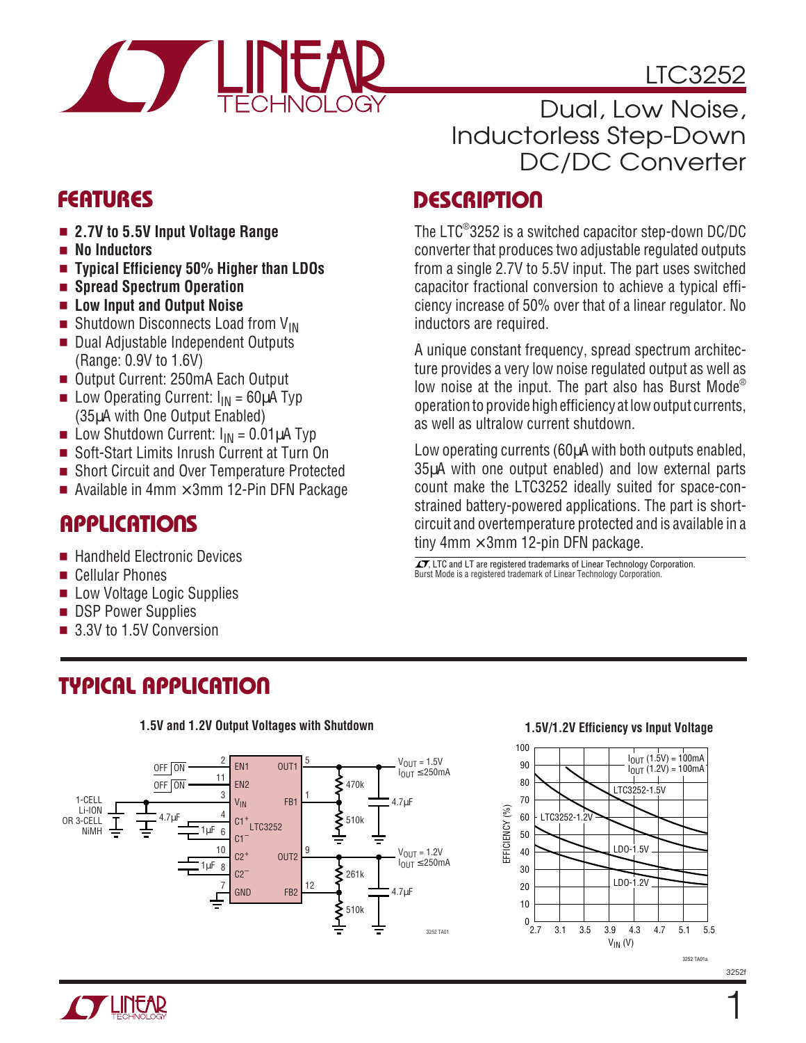# LTC3252

## Dual, Low Noise, Inductorless Step-Down DC/DC Converter

## FEATURES

- **2.7V to 5.5V Input Voltage Range**
- **No Inductors**
- **Typical Efficiency 50% Higher than LDOs**
- **Spread Spectrum Operation**
- **Low Input and Output Noise**
- Shutdown Disconnects Load from $V_{IN}$
- Dual Adjustable Independent Outputs (Range: 0.9V to 1.6V)
- Output Current: 250mA Each Output
- Low Operating Current: $I_{IN}$ = 60μA Typ (35μA with One Output Enabled)
- Low Shutdown Current: $I_{IN}$ = 0.01μA Typ
- Soft-Start Limits Inrush Current at Turn On
- Short Circuit and Over Temperature Protected
- Available in 4mm × 3mm 12-Pin DFN Package

## APPLICATIONS

- Handheld Electronic Devices
- Cellular Phones
- Low Voltage Logic Supplies
- DSP Power Supplies
- 3.3V to 1.5V Conversion

## DESCRIPTION

The LTC®3252 is a switched capacitor step-down DC/DC converter that produces two adjustable regulated outputs from a single 2.7V to 5.5V input. The part uses switched capacitor fractional conversion to achieve a typical efficiency increase of 50% over that of a linear regulator. No inductors are required.

A unique constant frequency, spread spectrum architecture provides a very low noise regulated output as well as low noise at the input. The part also has Burst Mode® operation to provide high efficiency at low output currents, as well as ultralow current shutdown.

Low operating currents (60μA with both outputs enabled, 35μA with one output enabled) and low external parts count make the LTC3252 ideally suited for space-constrained battery-powered applications. The part is short-circuit and overtemperature protected and is available in a tiny 4mm × 3mm 12-pin DFN package.

LTC and LT are registered trademarks of Linear Technology Corporation. Burst Mode is a registered trademark of Linear Technology Corporation.

## TYPICAL APPLICATION

**1.5V and 1.2V Output Voltages with Shutdown**

**1.5V/1.2V Efficiency vs Input Voltage**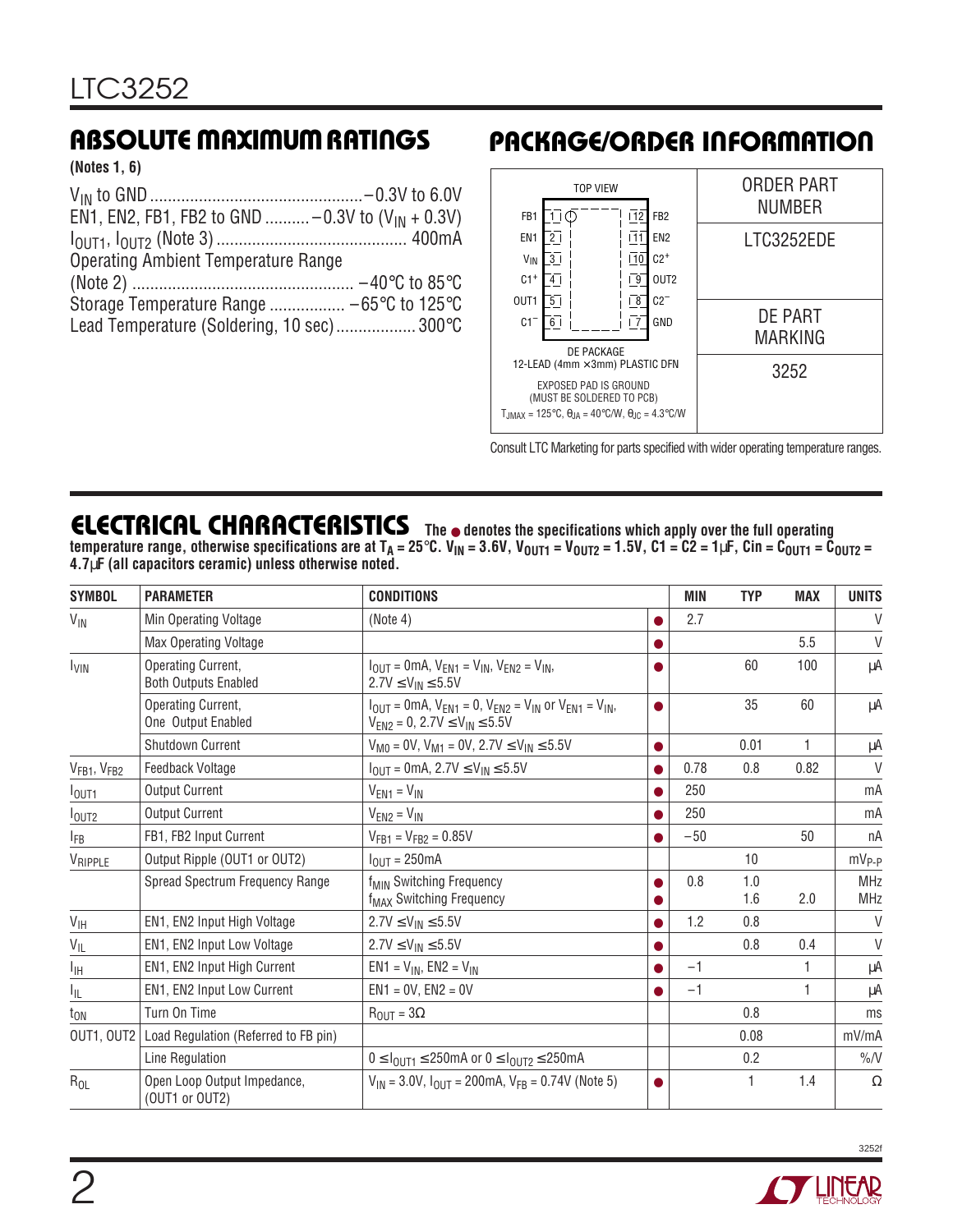## ABSOLUTE MAXIMUM RATINGS

**(Notes 1, 6)**

$V_{IN}$ to GND ............................................... −0.3V to 6.0V
EN1, EN2, FB1, FB2 to GND .......... −0.3V to ($V_{IN}$ + 0.3V)
$I_{OUT1}$, $I_{OUT2}$ (Note 3) .......................................... 400mA
Operating Ambient Temperature Range
(Note 2) ................................................. −40°C to 85°C
Storage Temperature Range ................. −65°C to 125°C
Lead Temperature (Soldering, 10 sec) ................. 300°C

## PACKAGE/ORDER INFORMATION

TOP VIEW

| Pin | Name | | Pin | Name |
|---|---|---|---|---|
| 1 | FB1 | | 12 | FB2 |
| 2 | EN1 | | 11 | EN2 |
| 3 | $V_{IN}$ | | 10 | $C2^+$ |
| 4 | $C1^+$ | | 9 | OUT2 |
| 5 | OUT1 | | 8 | $C2^-$ |
| 6 | $C1^-$ | | 7 | GND |

DE PACKAGE
12-LEAD (4mm × 3mm) PLASTIC DFN

EXPOSED PAD IS GROUND
(MUST BE SOLDERED TO PCB)

$T_{JMAX}$ = 125°C, $\theta_{JA}$ = 40°C/W, $\theta_{JC}$ = 4.3°C/W

| ORDER PART NUMBER | DE PART MARKING |
|---|---|
| LTC3252EDE | 3252 |

Consult LTC Marketing for parts specified with wider operating temperature ranges.

## ELECTRICAL CHARACTERISTICS

**The ● denotes the specifications which apply over the full operating temperature range, otherwise specifications are at $T_A$ = 25°C. $V_{IN}$ = 3.6V, $V_{OUT1}$ = $V_{OUT2}$ = 1.5V, C1 = C2 = 1µF, Cin = $C_{OUT1}$ = $C_{OUT2}$ = 4.7µF (all capacitors ceramic) unless otherwise noted.**

| SYMBOL | PARAMETER | CONDITIONS | | MIN | TYP | MAX | UNITS |
|---|---|---|---|---|---|---|---|
| $V_{IN}$ | Min Operating Voltage | (Note 4) | ● | 2.7 | | | V |
| | Max Operating Voltage | | ● | | | 5.5 | V |
| $I_{VIN}$ | Operating Current, Both Outputs Enabled | $I_{OUT}$ = 0mA, $V_{EN1}$ = $V_{IN}$, $V_{EN2}$ = $V_{IN}$, 2.7V ≤ $V_{IN}$ ≤ 5.5V | ● | | 60 | 100 | µA |
| | Operating Current, One Output Enabled | $I_{OUT}$ = 0mA, $V_{EN1}$ = 0, $V_{EN2}$ = $V_{IN}$ or $V_{EN1}$ = $V_{IN}$, $V_{EN2}$ = 0, 2.7V ≤ $V_{IN}$ ≤ 5.5V | ● | | 35 | 60 | µA |
| | Shutdown Current | $V_{M0}$ = 0V, $V_{M1}$ = 0V, 2.7V ≤ $V_{IN}$ ≤ 5.5V | ● | | 0.01 | 1 | µA |
| $V_{FB1}$, $V_{FB2}$ | Feedback Voltage | $I_{OUT}$ = 0mA, 2.7V ≤ $V_{IN}$ ≤ 5.5V | ● | 0.78 | 0.8 | 0.82 | V |
| $I_{OUT1}$ | Output Current | $V_{EN1}$ = $V_{IN}$ | ● | 250 | | | mA |
| $I_{OUT2}$ | Output Current | $V_{EN2}$ = $V_{IN}$ | ● | 250 | | | mA |
| $I_{FB}$ | FB1, FB2 Input Current | $V_{FB1}$ = $V_{FB2}$ = 0.85V | ● | −50 | | 50 | nA |
| $V_{RIPPLE}$ | Output Ripple (OUT1 or OUT2) | $I_{OUT}$ = 250mA | | | 10 | | $mV_{P-P}$ |
| | Spread Spectrum Frequency Range | $f_{MIN}$ Switching Frequency<br>$f_{MAX}$ Switching Frequency | ●<br>● | 0.8 | 1.0<br>1.6 | 2.0 | MHz<br>MHz |
| $V_{IH}$ | EN1, EN2 Input High Voltage | 2.7V ≤ $V_{IN}$ ≤ 5.5V | ● | 1.2 | 0.8 | | V |
| $V_{IL}$ | EN1, EN2 Input Low Voltage | 2.7V ≤ $V_{IN}$ ≤ 5.5V | ● | | 0.8 | 0.4 | V |
| $I_{IH}$ | EN1, EN2 Input High Current | EN1 = $V_{IN}$, EN2 = $V_{IN}$ | ● | −1 | | 1 | µA |
| $I_{IL}$ | EN1, EN2 Input Low Current | EN1 = 0V, EN2 = 0V | ● | −1 | | 1 | µA |
| $t_{ON}$ | Turn On Time | $R_{OUT}$ = 3Ω | | | 0.8 | | ms |
| OUT1, OUT2 | Load Regulation (Referred to FB pin) | | | | 0.08 | | mV/mA |
| | Line Regulation | 0 ≤ $I_{OUT1}$ ≤ 250mA or 0 ≤ $I_{OUT2}$ ≤ 250mA | | | 0.2 | | %/V |
| $R_{OL}$ | Open Loop Output Impedance, (OUT1 or OUT2) | $V_{IN}$ = 3.0V, $I_{OUT}$ = 200mA, $V_{FB}$ = 0.74V (Note 5) | ● | | 1 | 1.4 | Ω |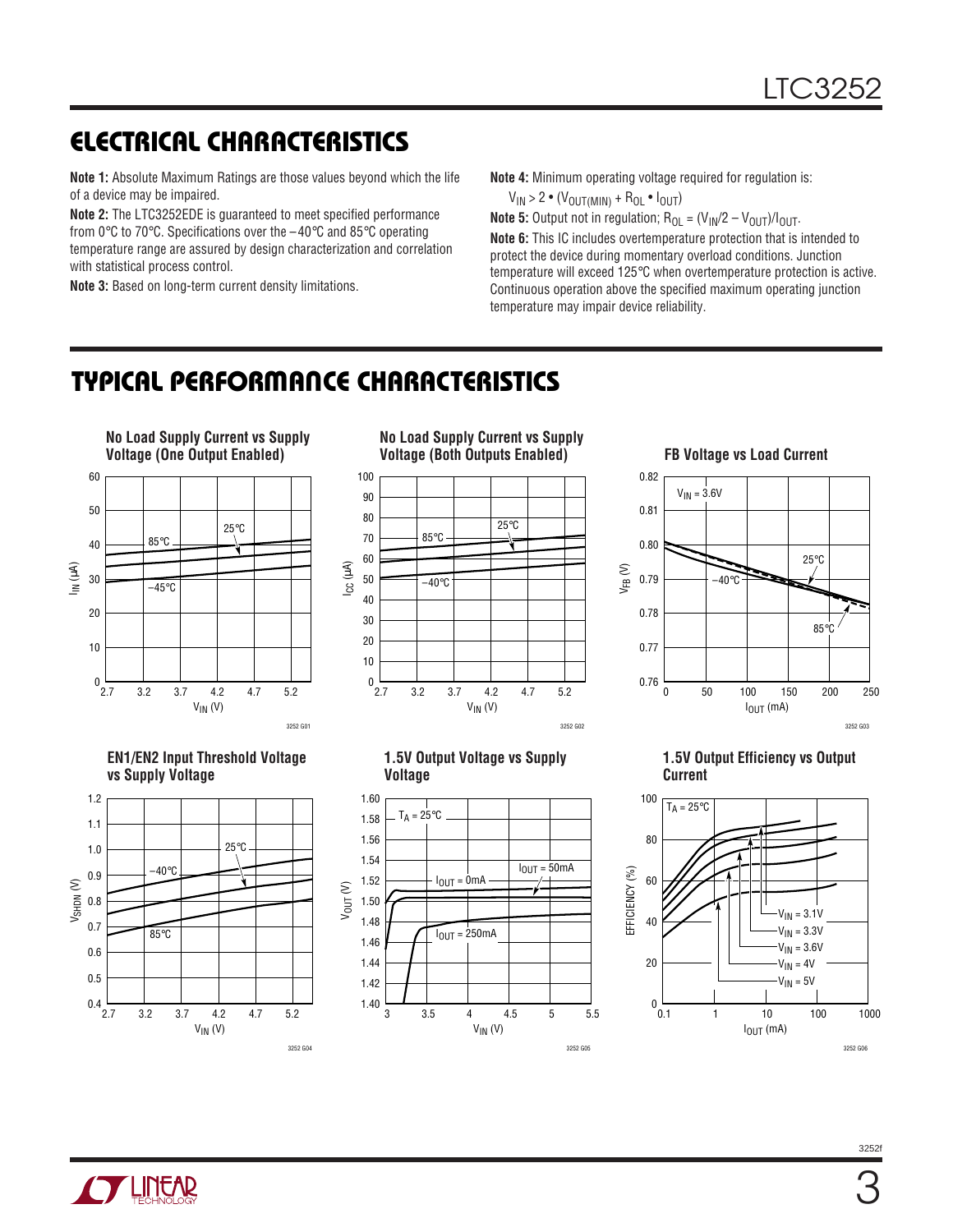## ELECTRICAL CHARACTERISTICS

**Note 1:** Absolute Maximum Ratings are those values beyond which the life of a device may be impaired.

**Note 2:** The LTC3252EDE is guaranteed to meet specified performance from 0°C to 70°C. Specifications over the –40°C and 85°C operating temperature range are assured by design characterization and correlation with statistical process control.

**Note 3:** Based on long-term current density limitations.

**Note 4:** Minimum operating voltage required for regulation is:

$V_{IN} > 2 \bullet (V_{OUT(MIN)} + R_{OL} \bullet I_{OUT})$

**Note 5:** Output not in regulation; $R_{OL} = (V_{IN}/2 – V_{OUT})/I_{OUT}$.

**Note 6:** This IC includes overtemperature protection that is intended to protect the device during momentary overload conditions. Junction temperature will exceed 125°C when overtemperature protection is active. Continuous operation above the specified maximum operating junction temperature may impair device reliability.

## TYPICAL PERFORMANCE CHARACTERISTICS

**No Load Supply Current vs Supply Voltage (One Output Enabled)**

3252 G01

**No Load Supply Current vs Supply Voltage (Both Outputs Enabled)**

3252 G02

**FB Voltage vs Load Current**

3252 G03

**EN1/EN2 Input Threshold Voltage vs Supply Voltage**

3252 G04

**1.5V Output Voltage vs Supply Voltage**

3252 G05

**1.5V Output Efficiency vs Output Current**

3252 G06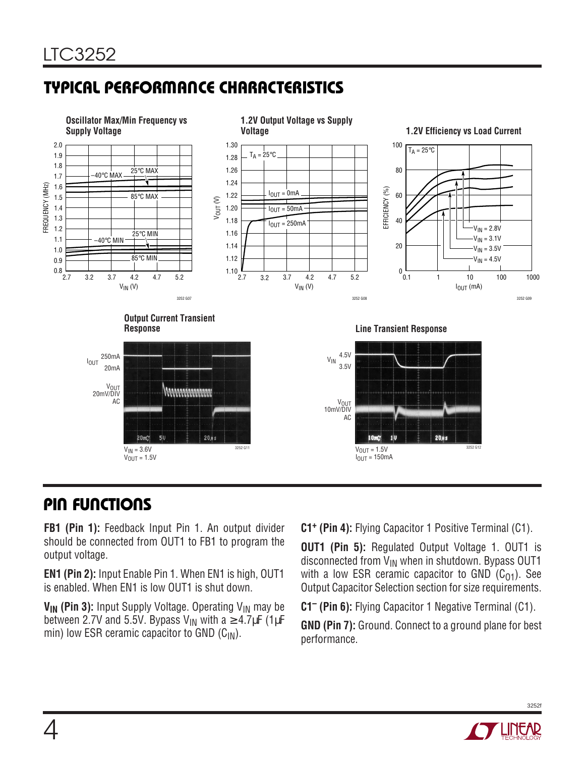## TYPICAL PERFORMANCE CHARACTERISTICS

**Oscillator Max/Min Frequency vs Supply Voltage**

**1.2V Output Voltage vs Supply Voltage**

**1.2V Efficiency vs Load Current**

**Output Current Transient Response**

$V_{IN}$ = 3.6V
$V_{OUT}$ = 1.5V

**Line Transient Response**

$V_{OUT}$ = 1.5V
$I_{OUT}$ = 150mA

## PIN FUNCTIONS

**FB1 (Pin 1):** Feedback Input Pin 1. An output divider should be connected from OUT1 to FB1 to program the output voltage.

**EN1 (Pin 2):** Input Enable Pin 1. When EN1 is high, OUT1 is enabled. When EN1 is low OUT1 is shut down.

**$V_{IN}$ (Pin 3):** Input Supply Voltage. Operating $V_{IN}$ may be between 2.7V and 5.5V. Bypass $V_{IN}$ with a ≥4.7µF (1µF min) low ESR ceramic capacitor to GND ($C_{IN}$).

**C1+ (Pin 4):** Flying Capacitor 1 Positive Terminal (C1).

**OUT1 (Pin 5):** Regulated Output Voltage 1. OUT1 is disconnected from $V_{IN}$ when in shutdown. Bypass OUT1 with a low ESR ceramic capacitor to GND ($C_{O1}$). See Output Capacitor Selection section for size requirements.

**C1– (Pin 6):** Flying Capacitor 1 Negative Terminal (C1).

**GND (Pin 7):** Ground. Connect to a ground plane for best performance.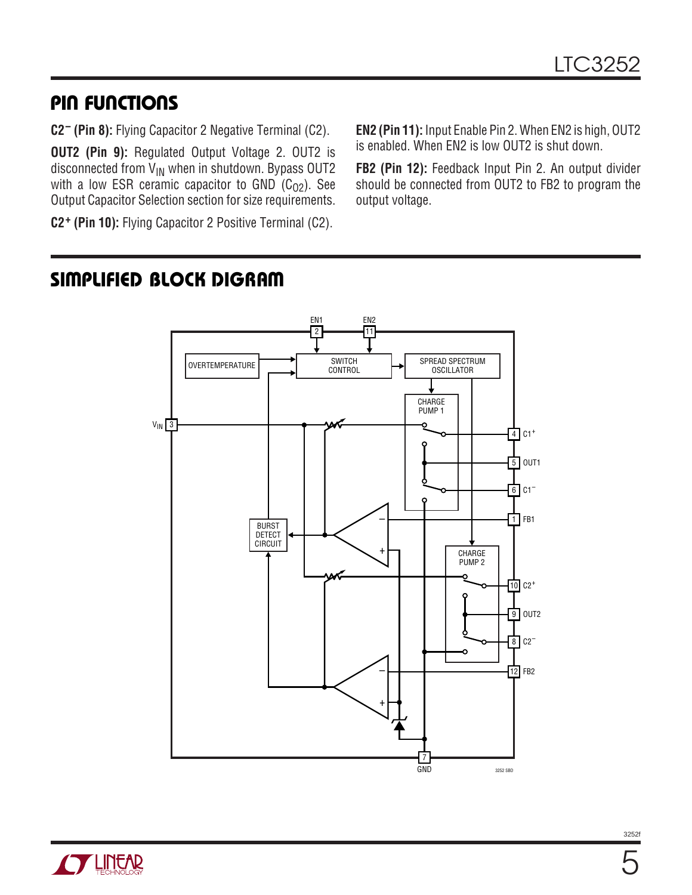## PIN FUNCTIONS

**C2⁻ (Pin 8):** Flying Capacitor 2 Negative Terminal (C2).

**OUT2 (Pin 9):** Regulated Output Voltage 2. OUT2 is disconnected from $V_{IN}$ when in shutdown. Bypass OUT2 with a low ESR ceramic capacitor to GND ($C_{O2}$). See Output Capacitor Selection section for size requirements.

**C2⁺ (Pin 10):** Flying Capacitor 2 Positive Terminal (C2).

**EN2 (Pin 11):** Input Enable Pin 2. When EN2 is high, OUT2 is enabled. When EN2 is low OUT2 is shut down.

**FB2 (Pin 12):** Feedback Input Pin 2. An output divider should be connected from OUT2 to FB2 to program the output voltage.

## SIMPLIFIED BLOCK DIGRAM

EN1 2, EN2 11, OVERTEMPERATURE, SWITCH CONTROL, SPREAD SPECTRUM OSCILLATOR, CHARGE PUMP 1, $V_{IN}$ 3, 4 C1⁺, 5 OUT1, 6 C1⁻, 1 FB1, BURST DETECT CIRCUIT, CHARGE PUMP 2, 10 C2⁺, 9 OUT2, 8 C2⁻, 12 FB2, 7 GND

3252 SBD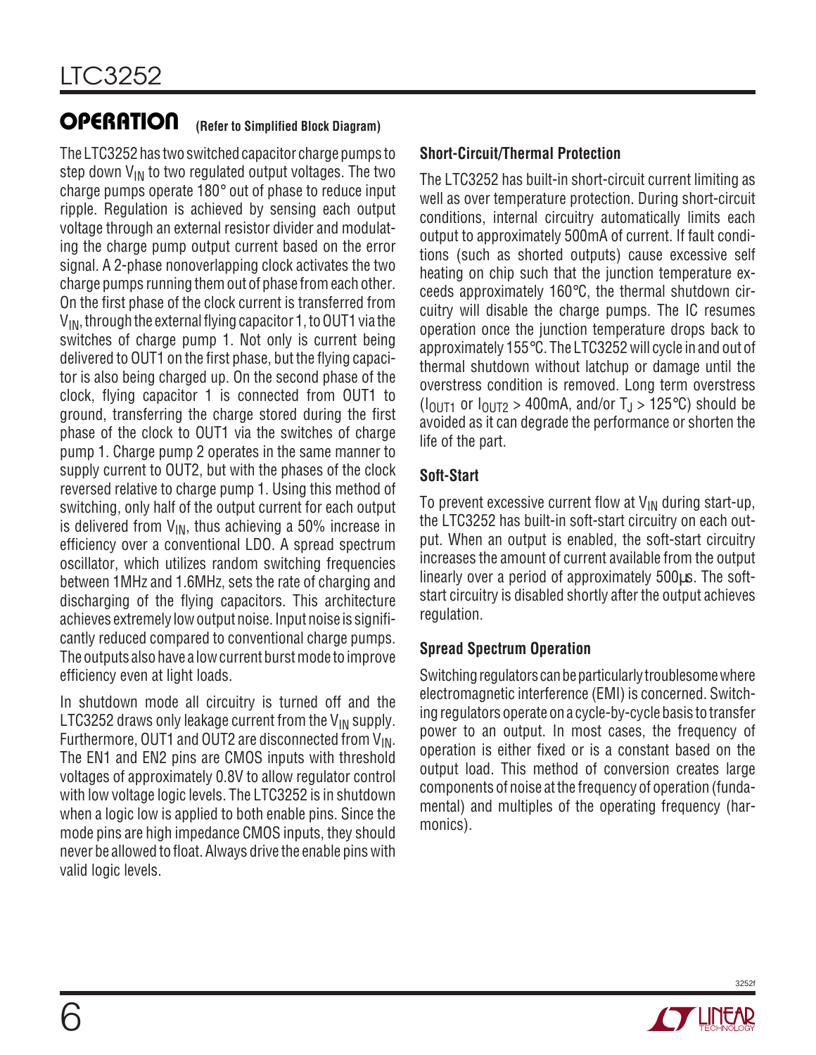## OPERATION (Refer to Simplified Block Diagram)

The LTC3252 has two switched capacitor charge pumps to step down $V_{IN}$ to two regulated output voltages. The two charge pumps operate 180° out of phase to reduce input ripple. Regulation is achieved by sensing each output voltage through an external resistor divider and modulating the charge pump output current based on the error signal. A 2-phase nonoverlapping clock activates the two charge pumps running them out of phase from each other. On the first phase of the clock current is transferred from $V_{IN}$, through the external flying capacitor 1, to OUT1 via the switches of charge pump 1. Not only is current being delivered to OUT1 on the first phase, but the flying capacitor is also being charged up. On the second phase of the clock, flying capacitor 1 is connected from OUT1 to ground, transferring the charge stored during the first phase of the clock to OUT1 via the switches of charge pump 1. Charge pump 2 operates in the same manner to supply current to OUT2, but with the phases of the clock reversed relative to charge pump 1. Using this method of switching, only half of the output current for each output is delivered from $V_{IN}$, thus achieving a 50% increase in efficiency over a conventional LDO. A spread spectrum oscillator, which utilizes random switching frequencies between 1MHz and 1.6MHz, sets the rate of charging and discharging of the flying capacitors. This architecture achieves extremely low output noise. Input noise is significantly reduced compared to conventional charge pumps. The outputs also have a low current burst mode to improve efficiency even at light loads.

In shutdown mode all circuitry is turned off and the LTC3252 draws only leakage current from the $V_{IN}$ supply. Furthermore, OUT1 and OUT2 are disconnected from $V_{IN}$. The EN1 and EN2 pins are CMOS inputs with threshold voltages of approximately 0.8V to allow regulator control with low voltage logic levels. The LTC3252 is in shutdown when a logic low is applied to both enable pins. Since the mode pins are high impedance CMOS inputs, they should never be allowed to float. Always drive the enable pins with valid logic levels.

### Short-Circuit/Thermal Protection

The LTC3252 has built-in short-circuit current limiting as well as over temperature protection. During short-circuit conditions, internal circuitry automatically limits each output to approximately 500mA of current. If fault conditions (such as shorted outputs) cause excessive self heating on chip such that the junction temperature exceeds approximately 160°C, the thermal shutdown circuitry will disable the charge pumps. The IC resumes operation once the junction temperature drops back to approximately 155°C. The LTC3252 will cycle in and out of thermal shutdown without latchup or damage until the overstress condition is removed. Long term overstress ($I_{OUT1}$ or $I_{OUT2}$ > 400mA, and/or $T_J$ > 125°C) should be avoided as it can degrade the performance or shorten the life of the part.

### Soft-Start

To prevent excessive current flow at $V_{IN}$ during start-up, the LTC3252 has built-in soft-start circuitry on each output. When an output is enabled, the soft-start circuitry increases the amount of current available from the output linearly over a period of approximately 500µs. The soft-start circuitry is disabled shortly after the output achieves regulation.

### Spread Spectrum Operation

Switching regulators can be particularly troublesome where electromagnetic interference (EMI) is concerned. Switching regulators operate on a cycle-by-cycle basis to transfer power to an output. In most cases, the frequency of operation is either fixed or is a constant based on the output load. This method of conversion creates large components of noise at the frequency of operation (fundamental) and multiples of the operating frequency (harmonics).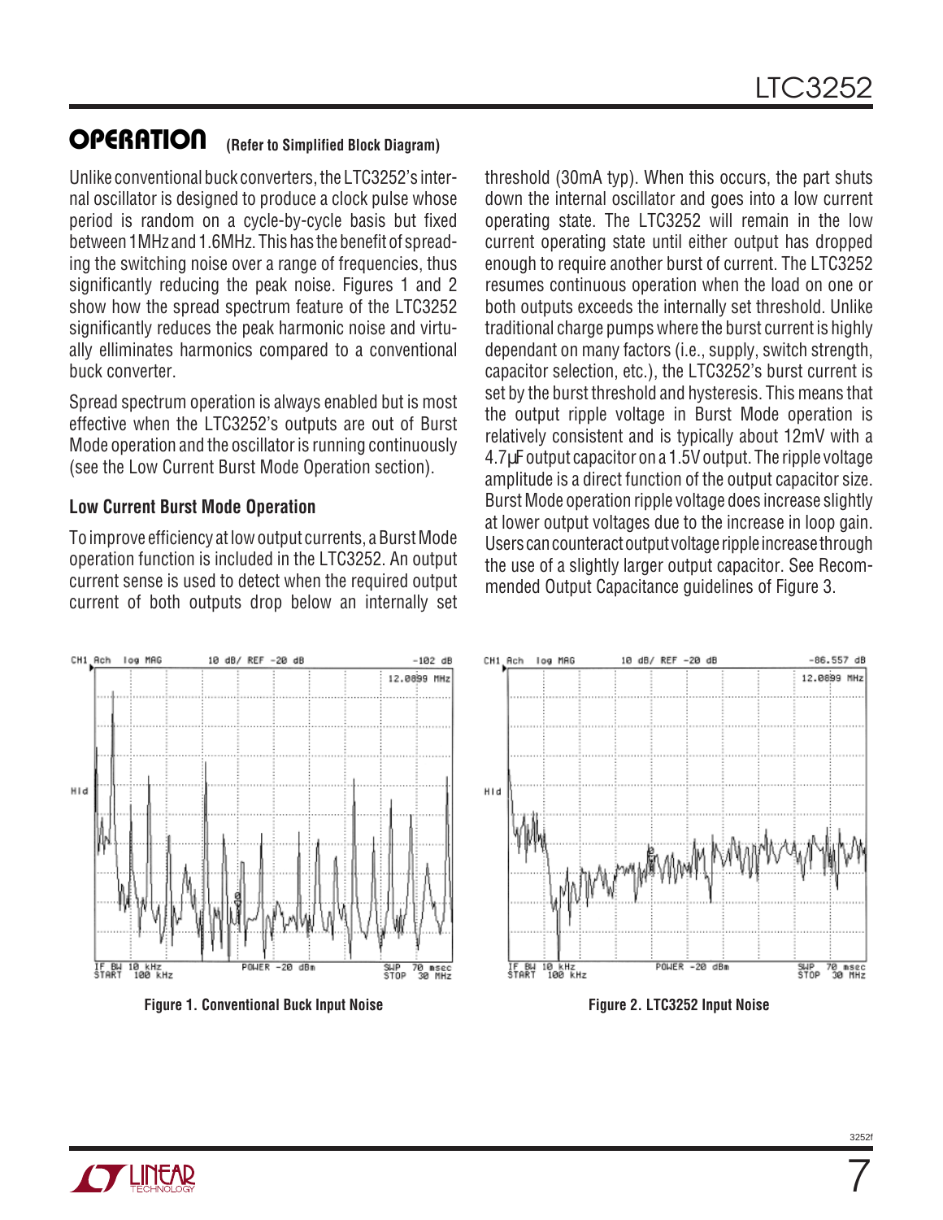## OPERATION (Refer to Simplified Block Diagram)

Unlike conventional buck converters, the LTC3252's internal oscillator is designed to produce a clock pulse whose period is random on a cycle-by-cycle basis but fixed between 1MHz and 1.6MHz. This has the benefit of spreading the switching noise over a range of frequencies, thus significantly reducing the peak noise. Figures 1 and 2 show how the spread spectrum feature of the LTC3252 significantly reduces the peak harmonic noise and virtually elliminates harmonics compared to a conventional buck converter.

Spread spectrum operation is always enabled but is most effective when the LTC3252's outputs are out of Burst Mode operation and the oscillator is running continuously (see the Low Current Burst Mode Operation section).

### Low Current Burst Mode Operation

To improve efficiency at low output currents, a Burst Mode operation function is included in the LTC3252. An output current sense is used to detect when the required output current of both outputs drop below an internally set threshold (30mA typ). When this occurs, the part shuts down the internal oscillator and goes into a low current operating state. The LTC3252 will remain in the low current operating state until either output has dropped enough to require another burst of current. The LTC3252 resumes continuous operation when the load on one or both outputs exceeds the internally set threshold. Unlike traditional charge pumps where the burst current is highly dependant on many factors (i.e., supply, switch strength, capacitor selection, etc.), the LTC3252's burst current is set by the burst threshold and hysteresis. This means that the output ripple voltage in Burst Mode operation is relatively consistent and is typically about 12mV with a 4.7µF output capacitor on a 1.5V output. The ripple voltage amplitude is a direct function of the output capacitor size. Burst Mode operation ripple voltage does increase slightly at lower output voltages due to the increase in loop gain. Users can counteract output voltage ripple increase through the use of a slightly larger output capacitor. See Recommended Output Capacitance guidelines of Figure 3.

Figure 1. Conventional Buck Input Noise

Figure 2. LTC3252 Input Noise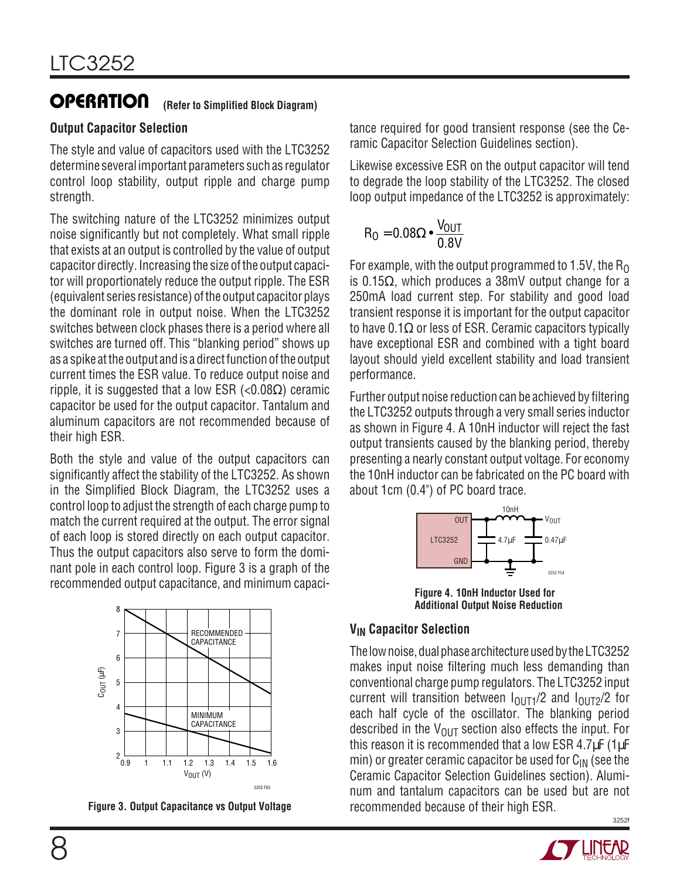## OPERATION (Refer to Simplified Block Diagram)

### Output Capacitor Selection

The style and value of capacitors used with the LTC3252 determine several important parameters such as regulator control loop stability, output ripple and charge pump strength.

The switching nature of the LTC3252 minimizes output noise significantly but not completely. What small ripple that exists at an output is controlled by the value of output capacitor directly. Increasing the size of the output capacitor will proportionately reduce the output ripple. The ESR (equivalent series resistance) of the output capacitor plays the dominant role in output noise. When the LTC3252 switches between clock phases there is a period where all switches are turned off. This "blanking period" shows up as a spike at the output and is a direct function of the output current times the ESR value. To reduce output noise and ripple, it is suggested that a low ESR (<0.08Ω) ceramic capacitor be used for the output capacitor. Tantalum and aluminum capacitors are not recommended because of their high ESR.

Both the style and value of the output capacitors can significantly affect the stability of the LTC3252. As shown in the Simplified Block Diagram, the LTC3252 uses a control loop to adjust the strength of each charge pump to match the current required at the output. The error signal of each loop is stored directly on each output capacitor. Thus the output capacitors also serve to form the dominant pole in each control loop. Figure 3 is a graph of the recommended output capacitance, and minimum capacitance required for good transient response (see the Ceramic Capacitor Selection Guidelines section).

**Figure 3. Output Capacitance vs Output Voltage**

Likewise excessive ESR on the output capacitor will tend to degrade the loop stability of the LTC3252. The closed loop output impedance of the LTC3252 is approximately:

$$R_O = 0.08\Omega \bullet \frac{V_{OUT}}{0.8V}$$

For example, with the output programmed to 1.5V, the $R_O$ is 0.15Ω, which produces a 38mV output change for a 250mA load current step. For stability and good load transient response it is important for the output capacitor to have 0.1Ω or less of ESR. Ceramic capacitors typically have exceptional ESR and combined with a tight board layout should yield excellent stability and load transient performance.

Further output noise reduction can be achieved by filtering the LTC3252 outputs through a very small series inductor as shown in Figure 4. A 10nH inductor will reject the fast output transients caused by the blanking period, thereby presenting a nearly constant output voltage. For economy the 10nH inductor can be fabricated on the PC board with about 1cm (0.4") of PC board trace.

**Figure 4. 10nH Inductor Used for Additional Output Noise Reduction**

### $V_{IN}$ Capacitor Selection

The low noise, dual phase architecture used by the LTC3252 makes input noise filtering much less demanding than conventional charge pump regulators. The LTC3252 input current will transition between $I_{OUT1}/2$ and $I_{OUT2}/2$ for each half cycle of the oscillator. The blanking period described in the $V_{OUT}$ section also effects the input. For this reason it is recommended that a low ESR 4.7μF (1μF min) or greater ceramic capacitor be used for $C_{IN}$ (see the Ceramic Capacitor Selection Guidelines section). Aluminum and tantalum capacitors can be used but are not recommended because of their high ESR.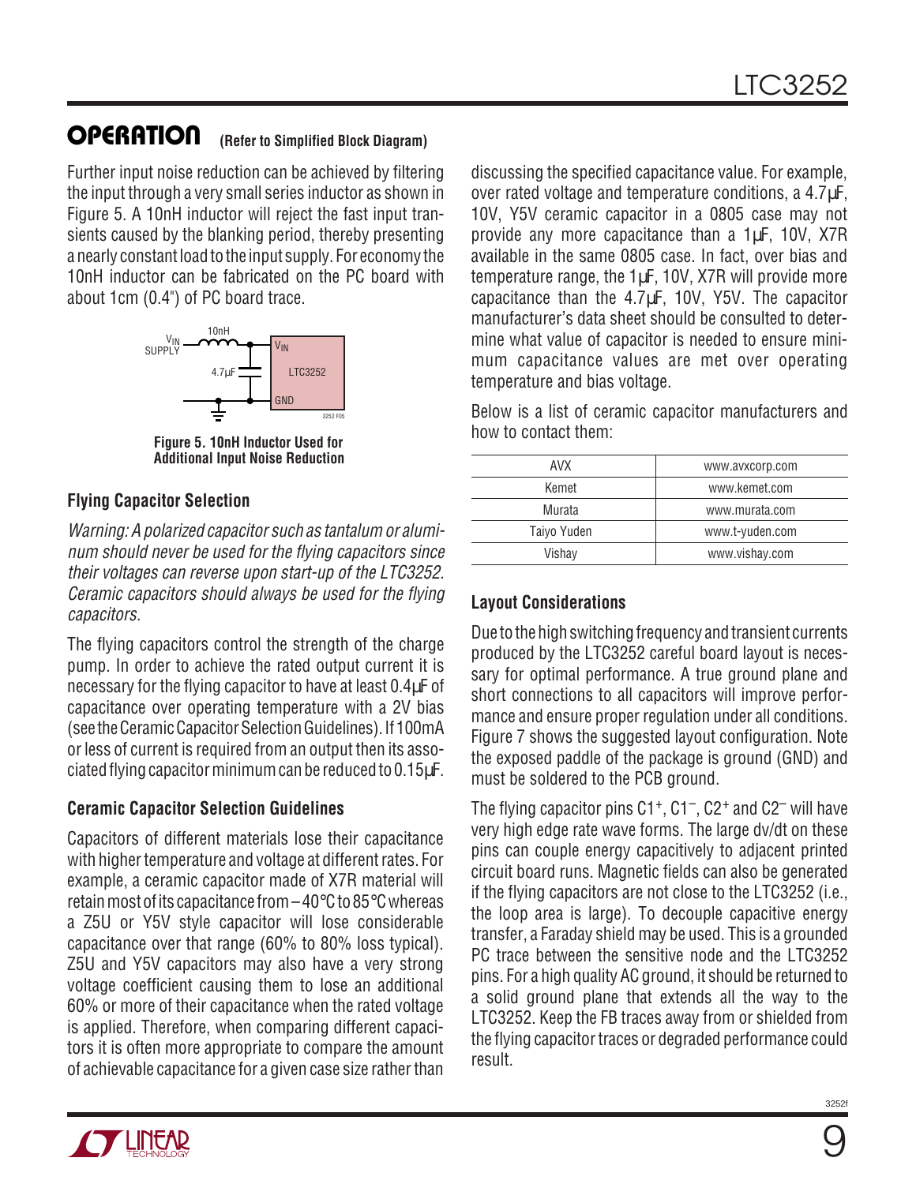## OPERATION (Refer to Simplified Block Diagram)

Further input noise reduction can be achieved by filtering the input through a very small series inductor as shown in Figure 5. A 10nH inductor will reject the fast input transients caused by the blanking period, thereby presenting a nearly constant load to the input supply. For economy the 10nH inductor can be fabricated on the PC board with about 1cm (0.4") of PC board trace.

**Figure 5. 10nH Inductor Used for Additional Input Noise Reduction**

### Flying Capacitor Selection

*Warning: A polarized capacitor such as tantalum or aluminum should never be used for the flying capacitors since their voltages can reverse upon start-up of the LTC3252. Ceramic capacitors should always be used for the flying capacitors.*

The flying capacitors control the strength of the charge pump. In order to achieve the rated output current it is necessary for the flying capacitor to have at least 0.4µF of capacitance over operating temperature with a 2V bias (see the Ceramic Capacitor Selection Guidelines). If 100mA or less of current is required from an output then its associated flying capacitor minimum can be reduced to 0.15µF.

### Ceramic Capacitor Selection Guidelines

Capacitors of different materials lose their capacitance with higher temperature and voltage at different rates. For example, a ceramic capacitor made of X7R material will retain most of its capacitance from –40°C to 85°C whereas a Z5U or Y5V style capacitor will lose considerable capacitance over that range (60% to 80% loss typical). Z5U and Y5V capacitors may also have a very strong voltage coefficient causing them to lose an additional 60% or more of their capacitance when the rated voltage is applied. Therefore, when comparing different capacitors it is often more appropriate to compare the amount of achievable capacitance for a given case size rather than discussing the specified capacitance value. For example, over rated voltage and temperature conditions, a 4.7µF, 10V, Y5V ceramic capacitor in a 0805 case may not provide any more capacitance than a 1µF, 10V, X7R available in the same 0805 case. In fact, over bias and temperature range, the 1µF, 10V, X7R will provide more capacitance than the 4.7µF, 10V, Y5V. The capacitor manufacturer's data sheet should be consulted to determine what value of capacitor is needed to ensure minimum capacitance values are met over operating temperature and bias voltage.

Below is a list of ceramic capacitor manufacturers and how to contact them:

| | |
|---|---|
| AVX | www.avxcorp.com |
| Kemet | www.kemet.com |
| Murata | www.murata.com |
| Taiyo Yuden | www.t-yuden.com |
| Vishay | www.vishay.com |

### Layout Considerations

Due to the high switching frequency and transient currents produced by the LTC3252 careful board layout is necessary for optimal performance. A true ground plane and short connections to all capacitors will improve performance and ensure proper regulation under all conditions. Figure 7 shows the suggested layout configuration. Note the exposed paddle of the package is ground (GND) and must be soldered to the PCB ground.

The flying capacitor pins $C1^+$, $C1^-$, $C2^+$ and $C2^-$ will have very high edge rate wave forms. The large dv/dt on these pins can couple energy capacitively to adjacent printed circuit board runs. Magnetic fields can also be generated if the flying capacitors are not close to the LTC3252 (i.e., the loop area is large). To decouple capacitive energy transfer, a Faraday shield may be used. This is a grounded PC trace between the sensitive node and the LTC3252 pins. For a high quality AC ground, it should be returned to a solid ground plane that extends all the way to the LTC3252. Keep the FB traces away from or shielded from the flying capacitor traces or degraded performance could result.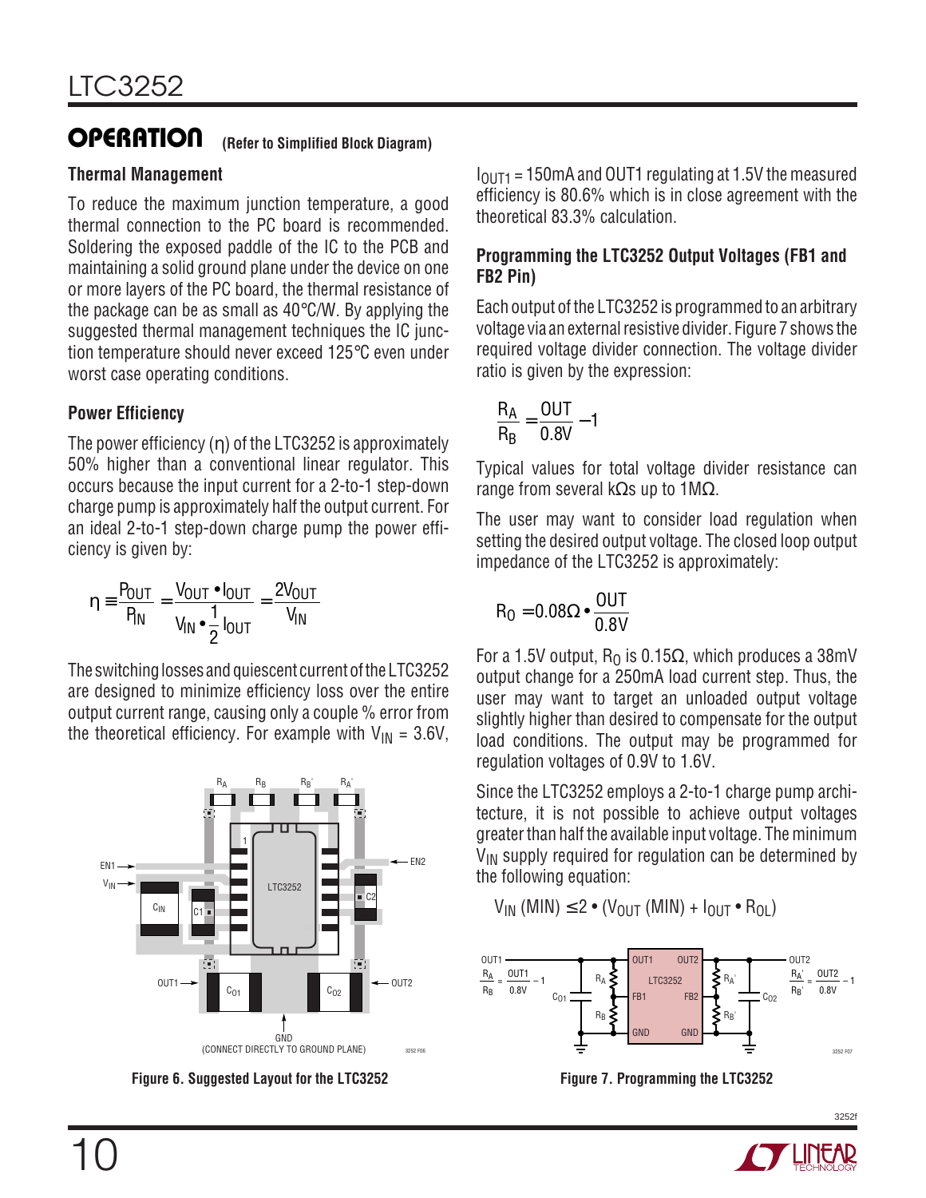## OPERATION (Refer to Simplified Block Diagram)

### Thermal Management

To reduce the maximum junction temperature, a good thermal connection to the PC board is recommended. Soldering the exposed paddle of the IC to the PCB and maintaining a solid ground plane under the device on one or more layers of the PC board, the thermal resistance of the package can be as small as 40°C/W. By applying the suggested thermal management techniques the IC junction temperature should never exceed 125°C even under worst case operating conditions.

### Power Efficiency

The power efficiency ($\eta$) of the LTC3252 is approximately 50% higher than a conventional linear regulator. This occurs because the input current for a 2-to-1 step-down charge pump is approximately half the output current. For an ideal 2-to-1 step-down charge pump the power efficiency is given by:

$$\eta \equiv \frac{P_{OUT}}{P_{IN}} = \frac{V_{OUT} \bullet I_{OUT}}{V_{IN} \bullet \frac{1}{2} I_{OUT}} = \frac{2V_{OUT}}{V_{IN}}$$

The switching losses and quiescent current of the LTC3252 are designed to minimize efficiency loss over the entire output current range, causing only a couple % error from the theoretical efficiency. For example with $V_{IN}$ = 3.6V, $I_{OUT1}$ = 150mA and OUT1 regulating at 1.5V the measured efficiency is 80.6% which is in close agreement with the theoretical 83.3% calculation.

Figure 6. Suggested Layout for the LTC3252

### Programming the LTC3252 Output Voltages (FB1 and FB2 Pin)

Each output of the LTC3252 is programmed to an arbitrary voltage via an external resistive divider. Figure 7 shows the required voltage divider connection. The voltage divider ratio is given by the expression:

$$\frac{R_A}{R_B} = \frac{OUT}{0.8V} - 1$$

Typical values for total voltage divider resistance can range from several kΩs up to 1MΩ.

The user may want to consider load regulation when setting the desired output voltage. The closed loop output impedance of the LTC3252 is approximately:

$$R_O = 0.08\Omega \bullet \frac{OUT}{0.8V}$$

For a 1.5V output, $R_O$ is 0.15Ω, which produces a 38mV output change for a 250mA load current step. Thus, the user may want to target an unloaded output voltage slightly higher than desired to compensate for the output load conditions. The output may be programmed for regulation voltages of 0.9V to 1.6V.

Since the LTC3252 employs a 2-to-1 charge pump architecture, it is not possible to achieve output voltages greater than half the available input voltage. The minimum $V_{IN}$ supply required for regulation can be determined by the following equation:

$$V_{IN}(MIN) \leq 2 \bullet (V_{OUT}(MIN) + I_{OUT} \bullet R_{OL})$$

Figure 7. Programming the LTC3252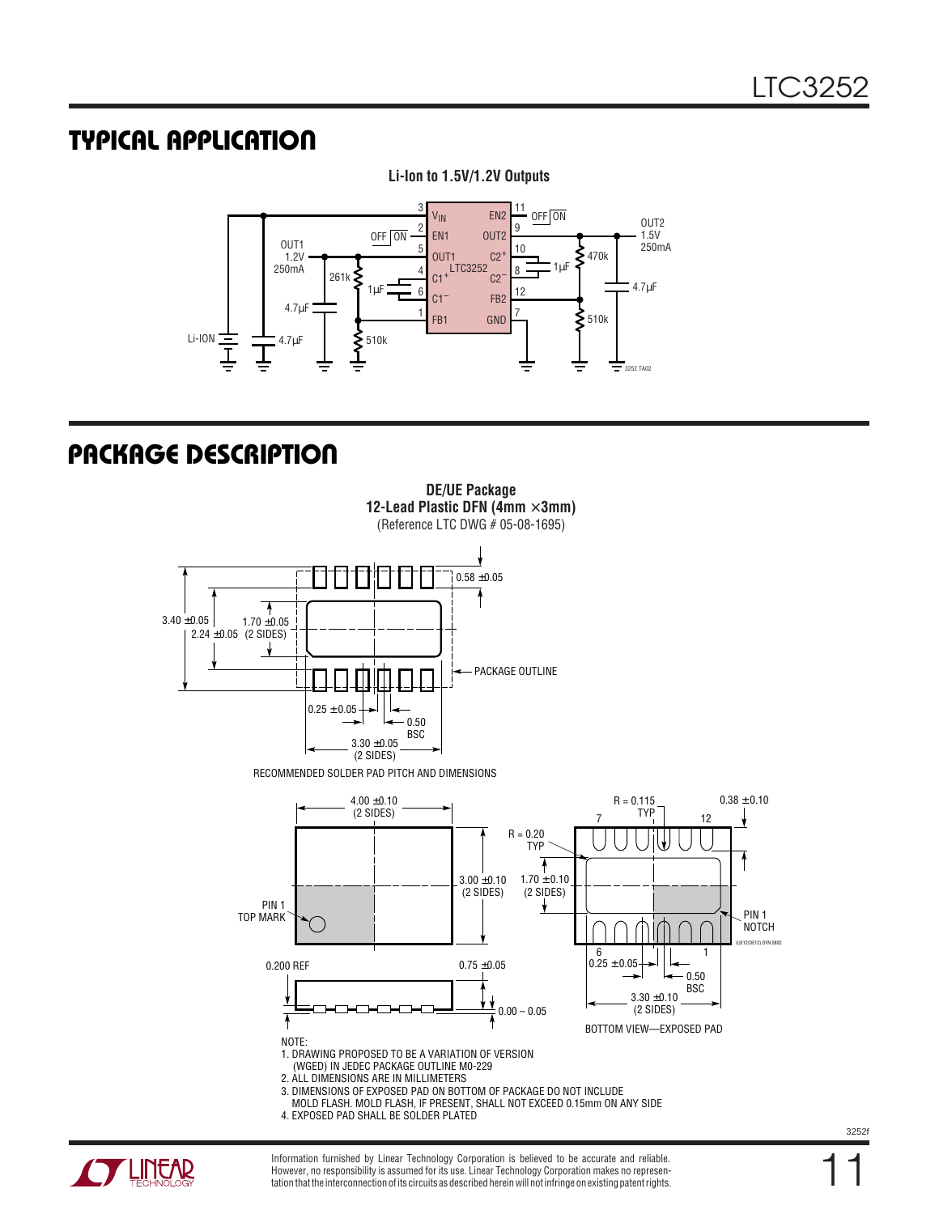## TYPICAL APPLICATION

**Li-Ion to 1.5V/1.2V Outputs**

## PACKAGE DESCRIPTION

**DE/UE Package**
**12-Lead Plastic DFN (4mm × 3mm)**
(Reference LTC DWG # 05-08-1695)

RECOMMENDED SOLDER PAD PITCH AND DIMENSIONS

BOTTOM VIEW—EXPOSED PAD

NOTE:
1. DRAWING PROPOSED TO BE A VARIATION OF VERSION (WGED) IN JEDEC PACKAGE OUTLINE M0-229
2. ALL DIMENSIONS ARE IN MILLIMETERS
3. DIMENSIONS OF EXPOSED PAD ON BOTTOM OF PACKAGE DO NOT INCLUDE MOLD FLASH. MOLD FLASH, IF PRESENT, SHALL NOT EXCEED 0.15mm ON ANY SIDE
4. EXPOSED PAD SHALL BE SOLDER PLATED

Information furnished by Linear Technology Corporation is believed to be accurate and reliable. However, no responsibility is assumed for its use. Linear Technology Corporation makes no representation that the interconnection of its circuits as described herein will not infringe on existing patent rights.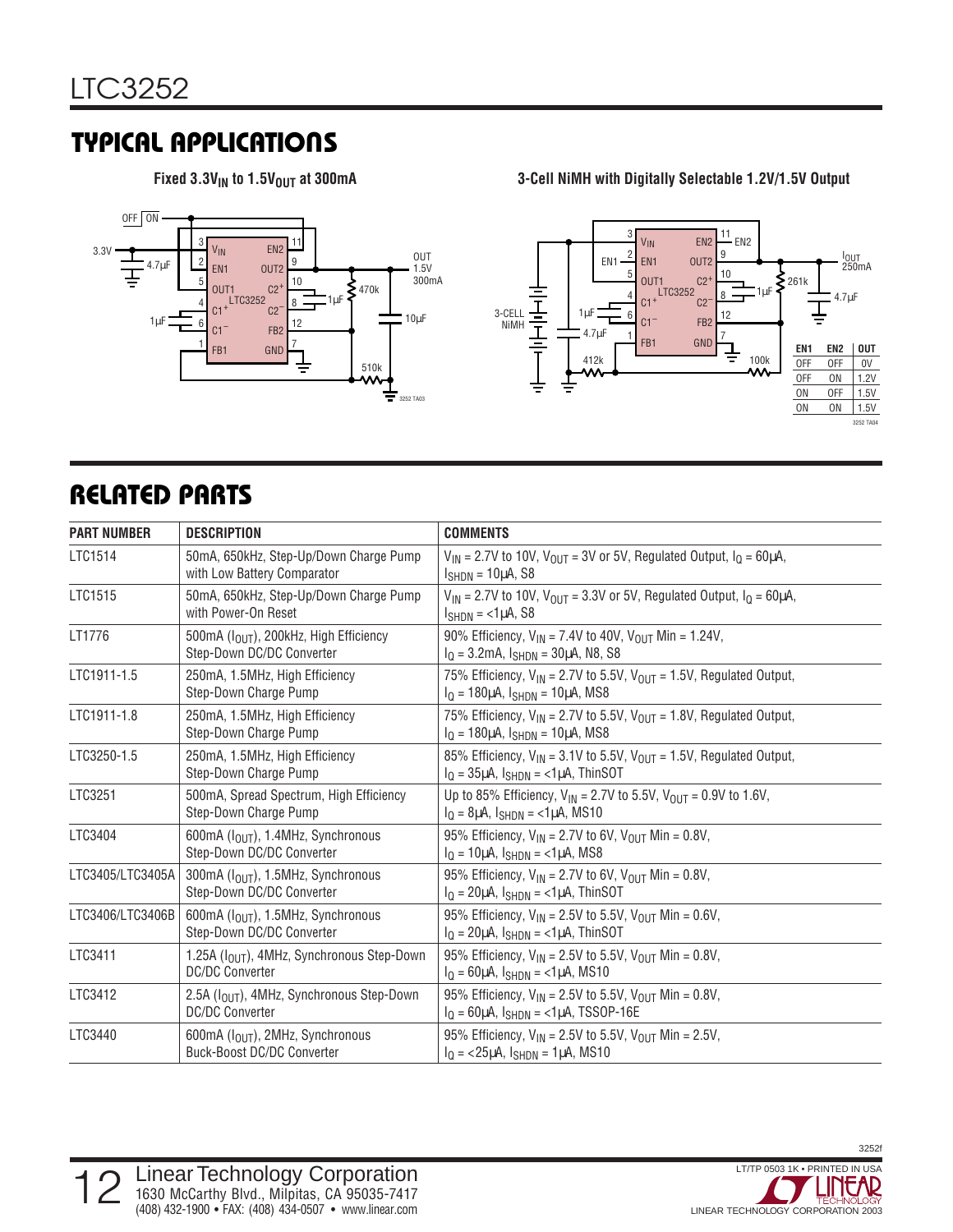## TYPICAL APPLICATIONS

**Fixed 3.3$V_{IN}$ to 1.5$V_{OUT}$ at 300mA**

OFF ON
3.3V
4.7µF
1µF
3 $V_{IN}$
2 EN1
5 OUT1
4 $C1^+$
6 $C1^-$
1 FB1
EN2 11
OUT2 9
$C2^+$ 10
$C2^-$ 8
FB2 12
GND 7
LTC3252
1µF
470k
510k
10µF
OUT 1.5V 300mA
3252 TA03

**3-Cell NiMH with Digitally Selectable 1.2V/1.5V Output**

3-CELL NiMH
4.7µF
1µF
EN1
412k
3 $V_{IN}$
2 EN1
5 OUT1
4 $C1^+$
6 $C1^-$
1 FB1
EN2 11
OUT2 9
$C2^+$ 10
$C2^-$ 8
FB2 12
GND 7
LTC3252
EN2
1µF
261k
100k
4.7µF
$I_{OUT}$ 250mA

| EN1 | EN2 | OUT |
|---|---|---|
| OFF | OFF | 0V |
| OFF | ON | 1.2V |
| ON | OFF | 1.5V |
| ON | ON | 1.5V |

3252 TA04

## RELATED PARTS

| PART NUMBER | DESCRIPTION | COMMENTS |
|---|---|---|
| LTC1514 | 50mA, 650kHz, Step-Up/Down Charge Pump with Low Battery Comparator | $V_{IN}$ = 2.7V to 10V, $V_{OUT}$ = 3V or 5V, Regulated Output, $I_Q$ = 60µA, $I_{SHDN}$ = 10µA, S8 |
| LTC1515 | 50mA, 650kHz, Step-Up/Down Charge Pump with Power-On Reset | $V_{IN}$ = 2.7V to 10V, $V_{OUT}$ = 3.3V or 5V, Regulated Output, $I_Q$ = 60µA, $I_{SHDN}$ = <1µA, S8 |
| LT1776 | 500mA ($I_{OUT}$), 200kHz, High Efficiency Step-Down DC/DC Converter | 90% Efficiency, $V_{IN}$ = 7.4V to 40V, $V_{OUT}$ Min = 1.24V, $I_Q$ = 3.2mA, $I_{SHDN}$ = 30µA, N8, S8 |
| LTC1911-1.5 | 250mA, 1.5MHz, High Efficiency Step-Down Charge Pump | 75% Efficiency, $V_{IN}$ = 2.7V to 5.5V, $V_{OUT}$ = 1.5V, Regulated Output, $I_Q$ = 180µA, $I_{SHDN}$ = 10µA, MS8 |
| LTC1911-1.8 | 250mA, 1.5MHz, High Efficiency Step-Down Charge Pump | 75% Efficiency, $V_{IN}$ = 2.7V to 5.5V, $V_{OUT}$ = 1.8V, Regulated Output, $I_Q$ = 180µA, $I_{SHDN}$ = 10µA, MS8 |
| LTC3250-1.5 | 250mA, 1.5MHz, High Efficiency Step-Down Charge Pump | 85% Efficiency, $V_{IN}$ = 3.1V to 5.5V, $V_{OUT}$ = 1.5V, Regulated Output, $I_Q$ = 35µA, $I_{SHDN}$ = <1µA, ThinSOT |
| LTC3251 | 500mA, Spread Spectrum, High Efficiency Step-Down Charge Pump | Up to 85% Efficiency, $V_{IN}$ = 2.7V to 5.5V, $V_{OUT}$ = 0.9V to 1.6V, $I_Q$ = 8µA, $I_{SHDN}$ = <1µA, MS10 |
| LTC3404 | 600mA ($I_{OUT}$), 1.4MHz, Synchronous Step-Down DC/DC Converter | 95% Efficiency, $V_{IN}$ = 2.7V to 6V, $V_{OUT}$ Min = 0.8V, $I_Q$ = 10µA, $I_{SHDN}$ = <1µA, MS8 |
| LTC3405/LTC3405A | 300mA ($I_{OUT}$), 1.5MHz, Synchronous Step-Down DC/DC Converter | 95% Efficiency, $V_{IN}$ = 2.7V to 6V, $V_{OUT}$ Min = 0.8V, $I_Q$ = 20µA, $I_{SHDN}$ = <1µA, ThinSOT |
| LTC3406/LTC3406B | 600mA ($I_{OUT}$), 1.5MHz, Synchronous Step-Down DC/DC Converter | 95% Efficiency, $V_{IN}$ = 2.5V to 5.5V, $V_{OUT}$ Min = 0.6V, $I_Q$ = 20µA, $I_{SHDN}$ = <1µA, ThinSOT |
| LTC3411 | 1.25A ($I_{OUT}$), 4MHz, Synchronous Step-Down DC/DC Converter | 95% Efficiency, $V_{IN}$ = 2.5V to 5.5V, $V_{OUT}$ Min = 0.8V, $I_Q$ = 60µA, $I_{SHDN}$ = <1µA, MS10 |
| LTC3412 | 2.5A ($I_{OUT}$), 4MHz, Synchronous Step-Down DC/DC Converter | 95% Efficiency, $V_{IN}$ = 2.5V to 5.5V, $V_{OUT}$ Min = 0.8V, $I_Q$ = 60µA, $I_{SHDN}$ = <1µA, TSSOP-16E |
| LTC3440 | 600mA ($I_{OUT}$), 2MHz, Synchronous Buck-Boost DC/DC Converter | 95% Efficiency, $V_{IN}$ = 2.5V to 5.5V, $V_{OUT}$ Min = 2.5V, $I_Q$ = <25µA, $I_{SHDN}$ = 1µA, MS10 |

Linear Technology Corporation
1630 McCarthy Blvd., Milpitas, CA 95035-7417
(408) 432-1900 • FAX: (408) 434-0507 • www.linear.com

LT/TP 0503 1K • PRINTED IN USA
© LINEAR TECHNOLOGY CORPORATION 2003